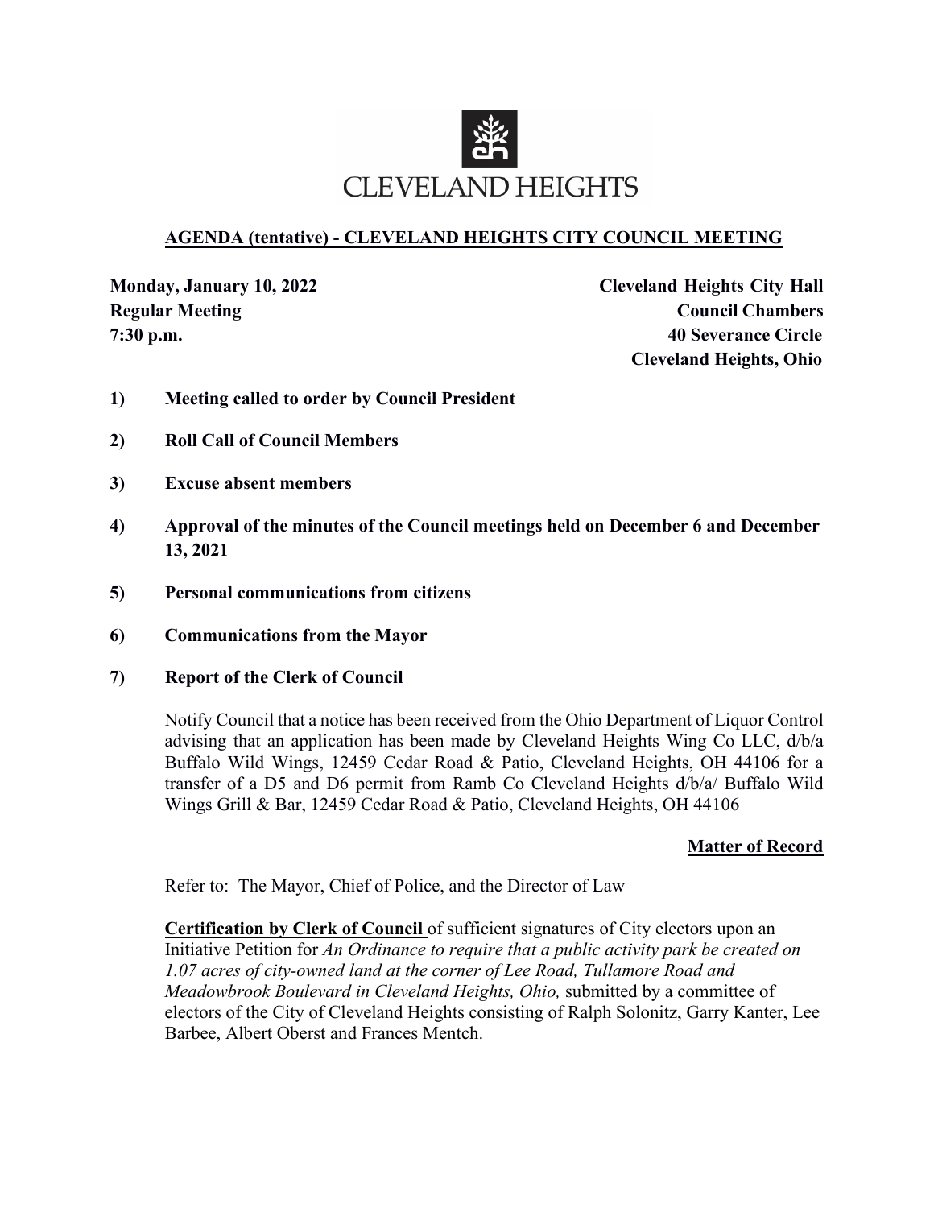CLEVELAND HEIGHTS

## AGENDA (tentative) - CLEVELAND HEIGHTS CITY COUNCIL MEETING

**Monday, January 10, 2022**
**Regular Meeting**
**7:30 p.m.**

**Cleveland Heights City Hall**
**Council Chambers**
**40 Severance Circle**
**Cleveland Heights, Ohio**

**1) Meeting called to order by Council President**

**2) Roll Call of Council Members**

**3) Excuse absent members**

**4) Approval of the minutes of the Council meetings held on December 6 and December 13, 2021**

**5) Personal communications from citizens**

**6) Communications from the Mayor**

**7) Report of the Clerk of Council**

Notify Council that a notice has been received from the Ohio Department of Liquor Control advising that an application has been made by Cleveland Heights Wing Co LLC, d/b/a Buffalo Wild Wings, 12459 Cedar Road & Patio, Cleveland Heights, OH 44106 for a transfer of a D5 and D6 permit from Ramb Co Cleveland Heights d/b/a/ Buffalo Wild Wings Grill & Bar, 12459 Cedar Road & Patio, Cleveland Heights, OH 44106

**Matter of Record**

Refer to: The Mayor, Chief of Police, and the Director of Law

**Certification by Clerk of Council** of sufficient signatures of City electors upon an Initiative Petition for *An Ordinance to require that a public activity park be created on 1.07 acres of city-owned land at the corner of Lee Road, Tullamore Road and Meadowbrook Boulevard in Cleveland Heights, Ohio,* submitted by a committee of electors of the City of Cleveland Heights consisting of Ralph Solonitz, Garry Kanter, Lee Barbee, Albert Oberst and Frances Mentch.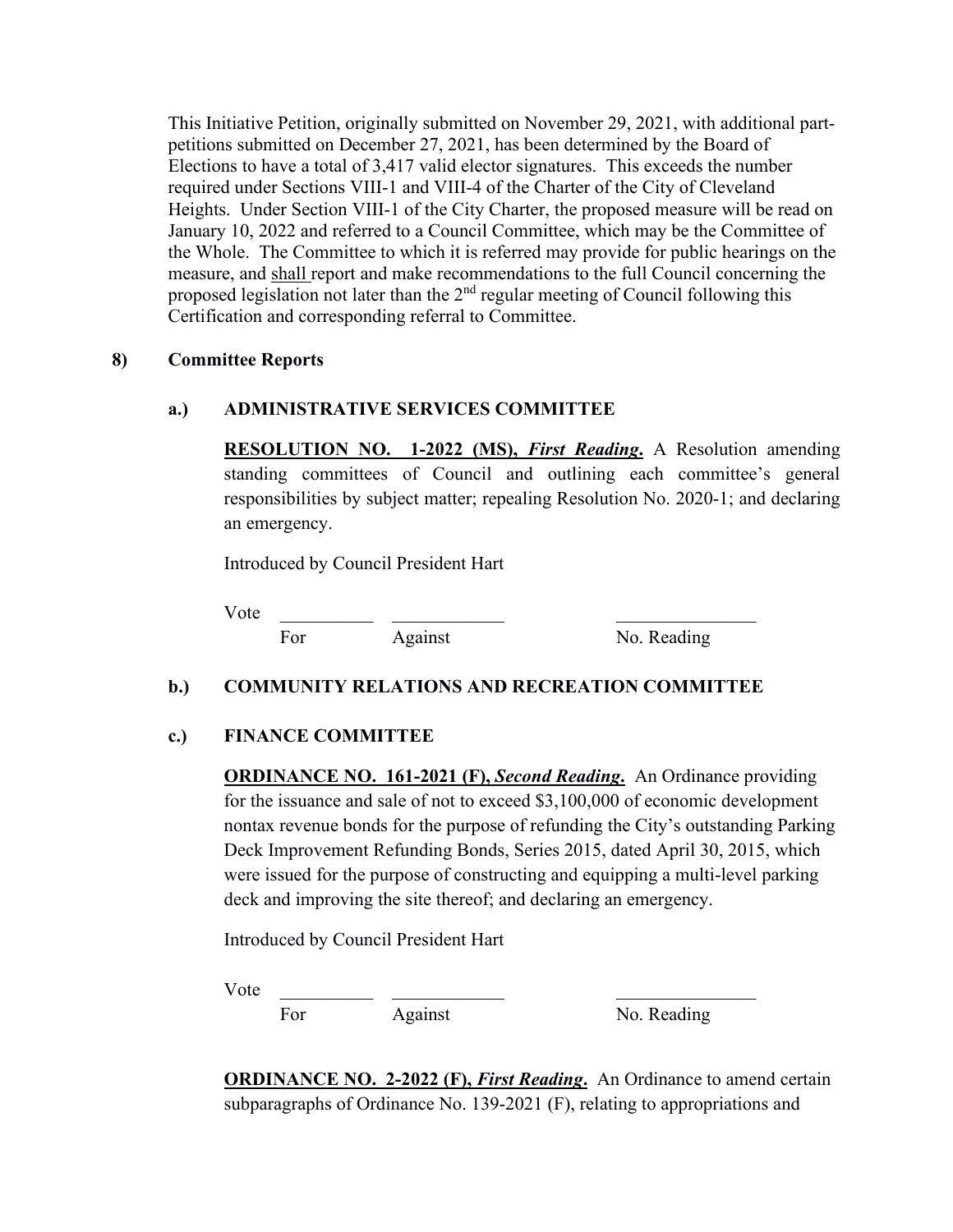This Initiative Petition, originally submitted on November 29, 2021, with additional part-petitions submitted on December 27, 2021, has been determined by the Board of Elections to have a total of 3,417 valid elector signatures. This exceeds the number required under Sections VIII-1 and VIII-4 of the Charter of the City of Cleveland Heights. Under Section VIII-1 of the City Charter, the proposed measure will be read on January 10, 2022 and referred to a Council Committee, which may be the Committee of the Whole. The Committee to which it is referred may provide for public hearings on the measure, and <u>shall</u> report and make recommendations to the full Council concerning the proposed legislation not later than the 2nd regular meeting of Council following this Certification and corresponding referral to Committee.

**8) Committee Reports**

**a.) ADMINISTRATIVE SERVICES COMMITTEE**

**<u>RESOLUTION NO. 1-2022 (MS),</u> *First Reading*.** A Resolution amending standing committees of Council and outlining each committee's general responsibilities by subject matter; repealing Resolution No. 2020-1; and declaring an emergency.

Introduced by Council President Hart

Vote \_\_\_\_\_\_\_\_\_\_ \_\_\_\_\_\_\_\_\_\_\_\_ \_\_\_\_\_\_\_\_\_\_\_\_\_\_\_
For Against No. Reading

**b.) COMMUNITY RELATIONS AND RECREATION COMMITTEE**

**c.) FINANCE COMMITTEE**

**<u>ORDINANCE NO. 161-2021 (F),</u> *Second Reading*.** An Ordinance providing for the issuance and sale of not to exceed $3,100,000 of economic development nontax revenue bonds for the purpose of refunding the City's outstanding Parking Deck Improvement Refunding Bonds, Series 2015, dated April 30, 2015, which were issued for the purpose of constructing and equipping a multi-level parking deck and improving the site thereof; and declaring an emergency.

Introduced by Council President Hart

Vote \_\_\_\_\_\_\_\_\_\_ \_\_\_\_\_\_\_\_\_\_\_\_ \_\_\_\_\_\_\_\_\_\_\_\_\_\_\_
For Against No. Reading

**<u>ORDINANCE NO. 2-2022 (F),</u> *First Reading*.** An Ordinance to amend certain subparagraphs of Ordinance No. 139-2021 (F), relating to appropriations and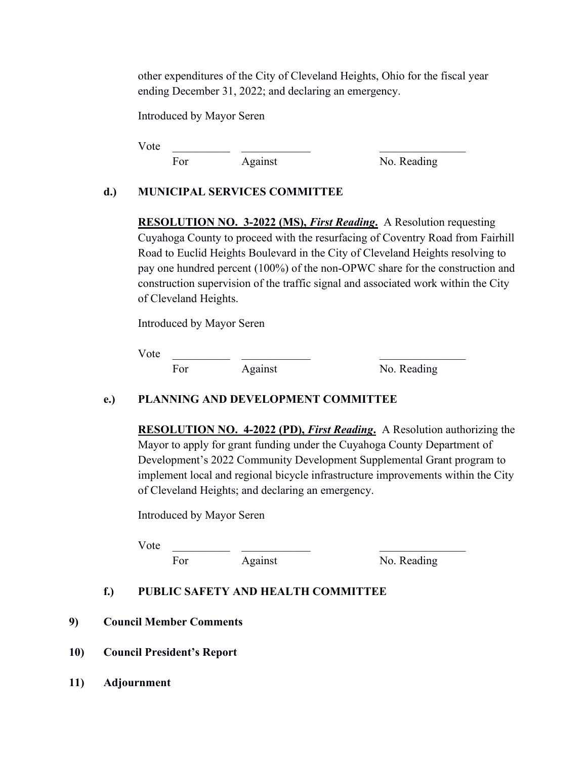other expenditures of the City of Cleveland Heights, Ohio for the fiscal year ending December 31, 2022; and declaring an emergency.

Introduced by Mayor Seren

Vote \_\_\_\_\_\_\_\_\_\_ \_\_\_\_\_\_\_\_\_\_\_\_ \_\_\_\_\_\_\_\_\_\_\_\_\_\_\_
For Against No. Reading

**d.) MUNICIPAL SERVICES COMMITTEE**

**RESOLUTION NO. 3-2022 (MS), *First Reading*.** A Resolution requesting Cuyahoga County to proceed with the resurfacing of Coventry Road from Fairhill Road to Euclid Heights Boulevard in the City of Cleveland Heights resolving to pay one hundred percent (100%) of the non-OPWC share for the construction and construction supervision of the traffic signal and associated work within the City of Cleveland Heights.

Introduced by Mayor Seren

Vote \_\_\_\_\_\_\_\_\_\_ \_\_\_\_\_\_\_\_\_\_\_\_ \_\_\_\_\_\_\_\_\_\_\_\_\_\_\_
For Against No. Reading

**e.) PLANNING AND DEVELOPMENT COMMITTEE**

**RESOLUTION NO. 4-2022 (PD), *First Reading*.** A Resolution authorizing the Mayor to apply for grant funding under the Cuyahoga County Department of Development's 2022 Community Development Supplemental Grant program to implement local and regional bicycle infrastructure improvements within the City of Cleveland Heights; and declaring an emergency.

Introduced by Mayor Seren

Vote \_\_\_\_\_\_\_\_\_\_ \_\_\_\_\_\_\_\_\_\_\_\_ \_\_\_\_\_\_\_\_\_\_\_\_\_\_\_
For Against No. Reading

**f.) PUBLIC SAFETY AND HEALTH COMMITTEE**

**9) Council Member Comments**

**10) Council President's Report**

**11) Adjournment**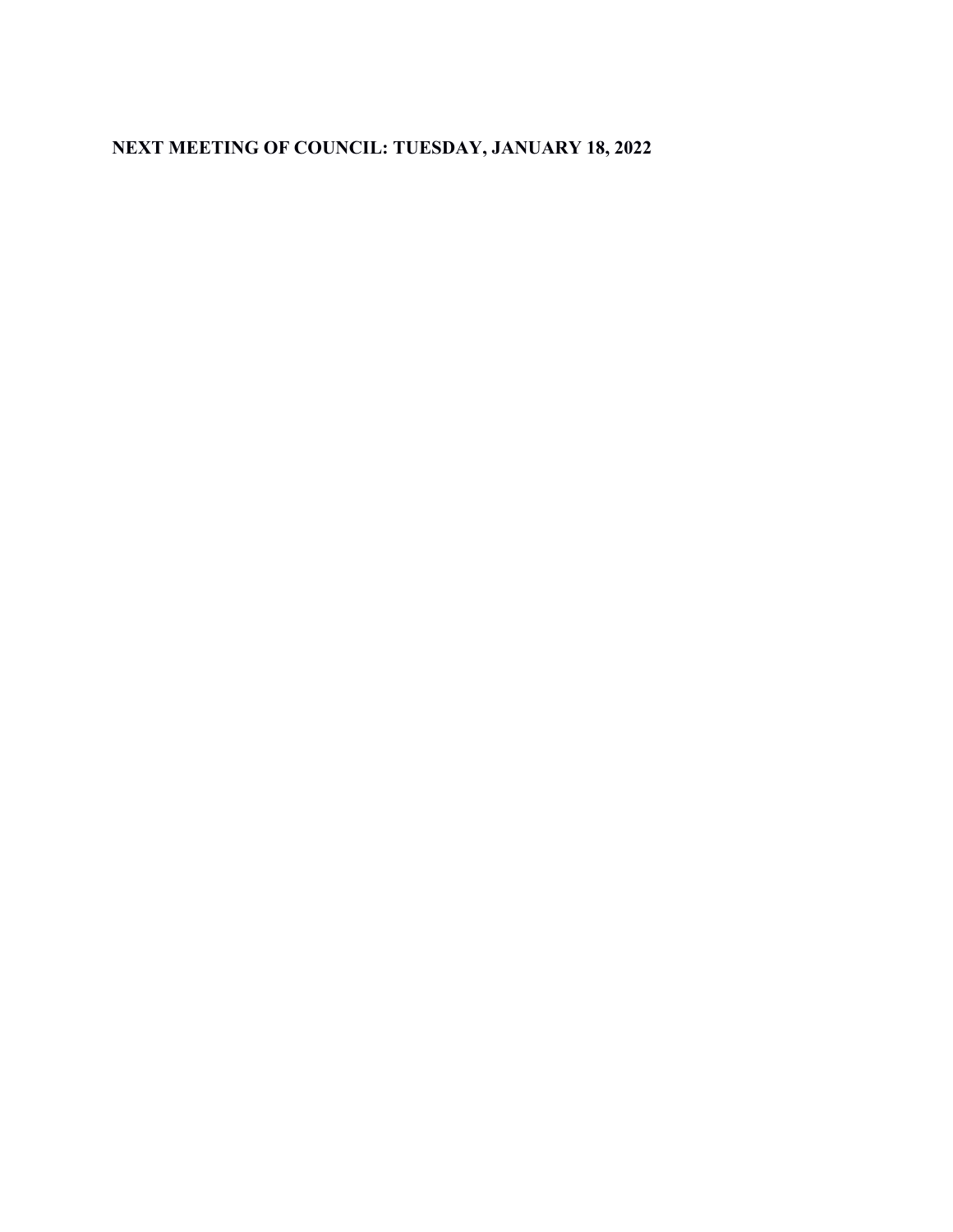**NEXT MEETING OF COUNCIL: TUESDAY, JANUARY 18, 2022**